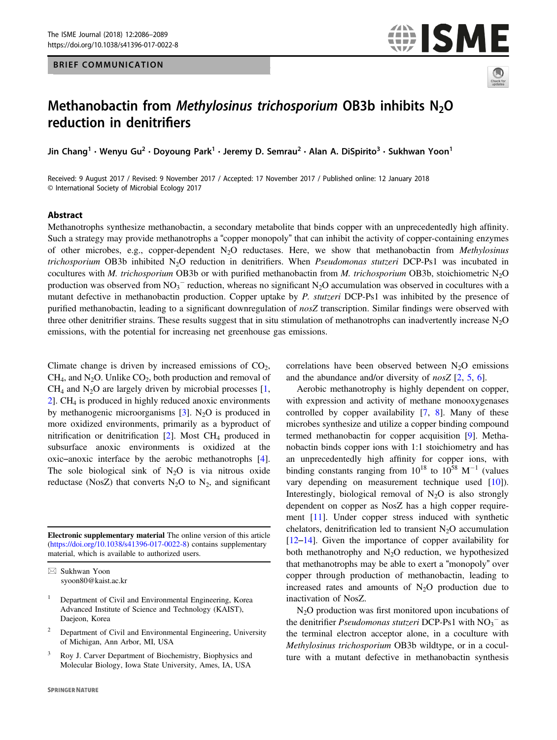BRIEF COMMUNICATION

# Methanobactin from *Methylosinus trichosporium* OB3b inhibits $N_2O$ reduction in denitrifiers

Jin Chang[1] · Wenyu Gu[2] · Doyoung Park[1] · Jeremy D. Semrau[2] · Alan A. DiSpirito[3] · Sukhwan Yoon[1]

Received: 9 August 2017 / Revised: 9 November 2017 / Accepted: 17 November 2017 / Published online: 12 January 2018
© International Society of Microbial Ecology 2017

## Abstract

Methanotrophs synthesize methanobactin, a secondary metabolite that binds copper with an unprecedentedly high affinity. Such a strategy may provide methanotrophs a "copper monopoly" that can inhibit the activity of copper-containing enzymes of other microbes, e.g., copper-dependent $N_2O$ reductases. Here, we show that methanobactin from *Methylosinus trichosporium* OB3b inhibited $N_2O$ reduction in denitrifiers. When *Pseudomonas stutzeri* DCP-Ps1 was incubated in cocultures with *M. trichosporium* OB3b or with purified methanobactin from *M. trichosporium* OB3b, stoichiometric $N_2O$ production was observed from $NO_3^-$ reduction, whereas no significant $N_2O$ accumulation was observed in cocultures with a mutant defective in methanobactin production. Copper uptake by *P. stutzeri* DCP-Ps1 was inhibited by the presence of purified methanobactin, leading to a significant downregulation of *nosZ* transcription. Similar findings were observed with three other denitrifier strains. These results suggest that in situ stimulation of methanotrophs can inadvertently increase $N_2O$ emissions, with the potential for increasing net greenhouse gas emissions.

Climate change is driven by increased emissions of $CO_2$, $CH_4$, and $N_2O$. Unlike $CO_2$, both production and removal of $CH_4$ and $N_2O$ are largely driven by microbial processes [1, 2]. $CH_4$ is produced in highly reduced anoxic environments by methanogenic microorganisms [3]. $N_2O$ is produced in more oxidized environments, primarily as a byproduct of nitrification or denitrification [2]. Most $CH_4$ produced in subsurface anoxic environments is oxidized at the oxic–anoxic interface by the aerobic methanotrophs [4]. The sole biological sink of $N_2O$ is via nitrous oxide reductase (NosZ) that converts $N_2O$ to $N_2$, and significant correlations have been observed between $N_2O$ emissions and the abundance and/or diversity of *nosZ* [2, 5, 6].

Aerobic methanotrophy is highly dependent on copper, with expression and activity of methane monooxygenases controlled by copper availability [7, 8]. Many of these microbes synthesize and utilize a copper binding compound termed methanobactin for copper acquisition [9]. Methanobactin binds copper ions with 1:1 stoichiometry and has an unprecedentedly high affinity for copper ions, with binding constants ranging from $10^{18}$ to $10^{58}$ $M^{-1}$ (values vary depending on measurement technique used [10]). Interestingly, biological removal of $N_2O$ is also strongly dependent on copper as NosZ has a high copper requirement [11]. Under copper stress induced with synthetic chelators, denitrification led to transient $N_2O$ accumulation [12–14]. Given the importance of copper availability for both methanotrophy and $N_2O$ reduction, we hypothesized that methanotrophs may be able to exert a "monopoly" over copper through production of methanobactin, leading to increased rates and amounts of $N_2O$ production due to inactivation of NosZ.

$N_2O$ production was first monitored upon incubations of the denitrifier *Pseudomonas stutzeri* DCP-Ps1 with $NO_3^-$ as the terminal electron acceptor alone, in a coculture with *Methylosinus trichosporium* OB3b wildtype, or in a coculture with a mutant defective in methanobactin synthesis

**Electronic supplementary material** The online version of this article (https://doi.org/10.1038/s41396-017-0022-8) contains supplementary material, which is available to authorized users.

✉ Sukhwan Yoon
syoon80@kaist.ac.kr

[1] Department of Civil and Environmental Engineering, Korea Advanced Institute of Science and Technology (KAIST), Daejeon, Korea

[2] Department of Civil and Environmental Engineering, University of Michigan, Ann Arbor, MI, USA

[3] Roy J. Carver Department of Biochemistry, Biophysics and Molecular Biology, Iowa State University, Ames, IA, USA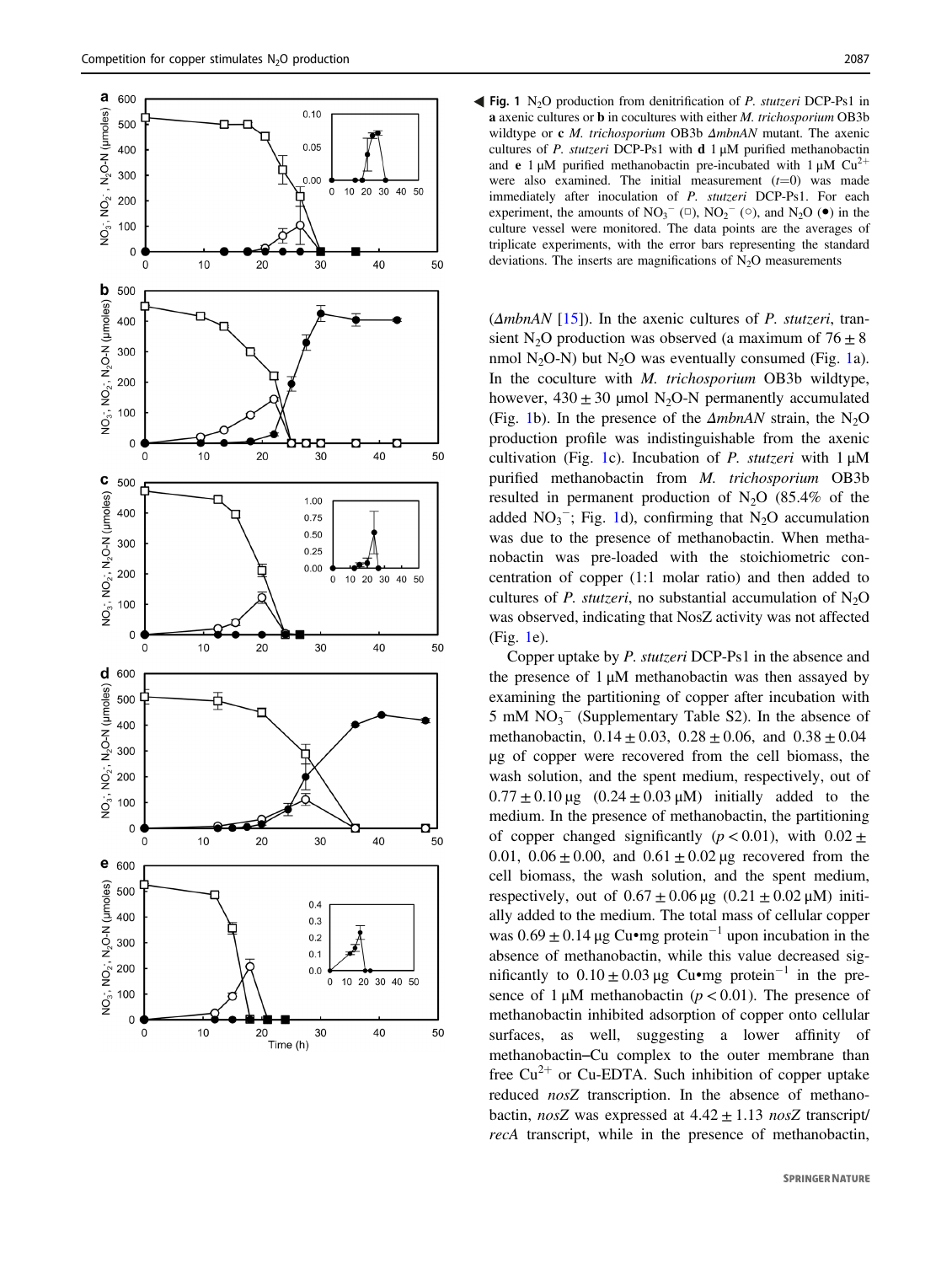◀ **Fig. 1** $N_2O$ production from denitrification of *P. stutzeri* DCP-Ps1 in **a** axenic cultures or **b** in cocultures with either *M. trichosporium* OB3b wildtype or **c** *M. trichosporium* OB3b *ΔmbnAN* mutant. The axenic cultures of *P. stutzeri* DCP-Ps1 with **d** 1 μM purified methanobactin and **e** 1 μM purified methanobactin pre-incubated with 1 μM $Cu^{2+}$ were also examined. The initial measurement ($t$=0) was made immediately after inoculation of *P. stutzeri* DCP-Ps1. For each experiment, the amounts of $NO_3^-$ (□), $NO_2^-$ (○), and $N_2O$ (●) in the culture vessel were monitored. The data points are the averages of triplicate experiments, with the error bars representing the standard deviations. The inserts are magnifications of $N_2O$ measurements

(*ΔmbnAN* [15]). In the axenic cultures of *P. stutzeri*, transient $N_2O$ production was observed (a maximum of 76 ± 8 nmol $N_2O$-N) but $N_2O$ was eventually consumed (Fig. 1a). In the coculture with *M. trichosporium* OB3b wildtype, however, 430 ± 30 μmol $N_2O$-N permanently accumulated (Fig. 1b). In the presence of the *ΔmbnAN* strain, the $N_2O$ production profile was indistinguishable from the axenic cultivation (Fig. 1c). Incubation of *P. stutzeri* with 1 μM purified methanobactin from *M. trichosporium* OB3b resulted in permanent production of $N_2O$ (85.4% of the added $NO_3^-$; Fig. 1d), confirming that $N_2O$ accumulation was due to the presence of methanobactin. When methanobactin was pre-loaded with the stoichiometric concentration of copper (1:1 molar ratio) and then added to cultures of *P. stutzeri*, no substantial accumulation of $N_2O$ was observed, indicating that NosZ activity was not affected (Fig. 1e).

Copper uptake by *P. stutzeri* DCP-Ps1 in the absence and the presence of 1 μM methanobactin was then assayed by examining the partitioning of copper after incubation with 5 mM $NO_3^-$ (Supplementary Table S2). In the absence of methanobactin, 0.14 ± 0.03, 0.28 ± 0.06, and 0.38 ± 0.04 μg of copper were recovered from the cell biomass, the wash solution, and the spent medium, respectively, out of 0.77 ± 0.10 μg (0.24 ± 0.03 μM) initially added to the medium. In the presence of methanobactin, the partitioning of copper changed significantly ($p < 0.01$), with 0.02 ± 0.01, 0.06 ± 0.00, and 0.61 ± 0.02 μg recovered from the cell biomass, the wash solution, and the spent medium, respectively, out of 0.67 ± 0.06 μg (0.21 ± 0.02 μM) initially added to the medium. The total mass of cellular copper was 0.69 ± 0.14 μg Cu•mg protein$^{-1}$ upon incubation in the absence of methanobactin, while this value decreased significantly to 0.10 ± 0.03 μg Cu•mg protein$^{-1}$ in the presence of 1 μM methanobactin ($p < 0.01$). The presence of methanobactin inhibited adsorption of copper onto cellular surfaces, as well, suggesting a lower affinity of methanobactin–Cu complex to the outer membrane than free $Cu^{2+}$ or Cu-EDTA. Such inhibition of copper uptake reduced *nosZ* transcription. In the absence of methanobactin, *nosZ* was expressed at 4.42 ± 1.13 *nosZ* transcript/*recA* transcript, while in the presence of methanobactin,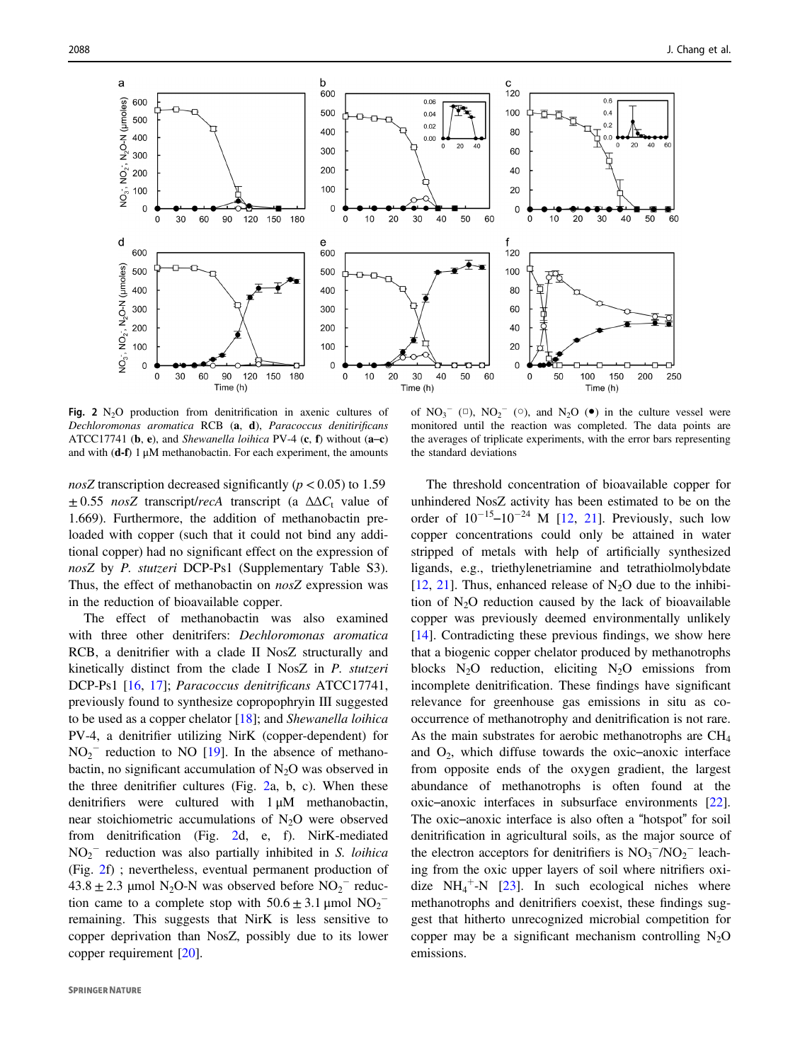**Fig. 2** $N_2O$ production from denitrification in axenic cultures of *Dechloromonas aromatica* RCB (**a**, **d**), *Paracoccus denitrificans* ATCC17741 (**b**, **e**), and *Shewanella loihica* PV-4 (**c**, **f**) without (**a–c**) and with (**d-f**) 1 μM methanobactin. For each experiment, the amounts of $NO_3^-$ (□), $NO_2^-$ (○), and $N_2O$ (●) in the culture vessel were monitored until the reaction was completed. The data points are the averages of triplicate experiments, with the error bars representing the standard deviations

*nosZ* transcription decreased significantly ($p < 0.05$) to 1.59 ± 0.55 *nosZ* transcript/*recA* transcript (a $\Delta\Delta C_t$ value of 1.669). Furthermore, the addition of methanobactin pre-loaded with copper (such that it could not bind any additional copper) had no significant effect on the expression of *nosZ* by *P. stutzeri* DCP-Ps1 (Supplementary Table S3). Thus, the effect of methanobactin on *nosZ* expression was in the reduction of bioavailable copper.

The effect of methanobactin was also examined with three other denitrifiers: *Dechloromonas aromatica* RCB, a denitrifier with a clade II NosZ structurally and kinetically distinct from the clade I NosZ in *P. stutzeri* DCP-Ps1 [16, 17]; *Paracoccus denitrificans* ATCC17741, previously found to synthesize copropophyrin III suggested to be used as a copper chelator [18]; and *Shewanella loihica* PV-4, a denitrifier utilizing NirK (copper-dependent) for $NO_2^-$ reduction to NO [19]. In the absence of methanobactin, no significant accumulation of $N_2O$ was observed in the three denitrifier cultures (Fig. 2a, b, c). When these denitrifiers were cultured with 1 μM methanobactin, near stoichiometric accumulations of $N_2O$ were observed from denitrification (Fig. 2d, e, f). NirK-mediated $NO_2^-$ reduction was also partially inhibited in *S. loihica* (Fig. 2f) ; nevertheless, eventual permanent production of 43.8 ± 2.3 μmol $N_2O$-N was observed before $NO_2^-$ reduction came to a complete stop with 50.6 ± 3.1 μmol $NO_2^-$ remaining. This suggests that NirK is less sensitive to copper deprivation than NosZ, possibly due to its lower copper requirement [20].

The threshold concentration of bioavailable copper for unhindered NosZ activity has been estimated to be on the order of $10^{-15}$–$10^{-24}$ M [12, 21]. Previously, such low copper concentrations could only be attained in water stripped of metals with help of artificially synthesized ligands, e.g., triethylenetriamine and tetrathiolmolybdate [12, 21]. Thus, enhanced release of $N_2O$ due to the inhibition of $N_2O$ reduction caused by the lack of bioavailable copper was previously deemed environmentally unlikely [14]. Contradicting these previous findings, we show here that a biogenic copper chelator produced by methanotrophs blocks $N_2O$ reduction, eliciting $N_2O$ emissions from incomplete denitrification. These findings have significant relevance for greenhouse gas emissions in situ as co-occurrence of methanotrophy and denitrification is not rare. As the main substrates for aerobic methanotrophs are $CH_4$ and $O_2$, which diffuse towards the oxic–anoxic interface from opposite ends of the oxygen gradient, the largest abundance of methanotrophs is often found at the oxic–anoxic interfaces in subsurface environments [22]. The oxic–anoxic interface is also often a "hotspot" for soil denitrification in agricultural soils, as the major source of the electron acceptors for denitrifiers is $NO_3^-$/$NO_2^-$ leaching from the oxic upper layers of soil where nitrifiers oxidize $NH_4^+$-N [23]. In such ecological niches where methanotrophs and denitrifiers coexist, these findings suggest that hitherto unrecognized microbial competition for copper may be a significant mechanism controlling $N_2O$ emissions.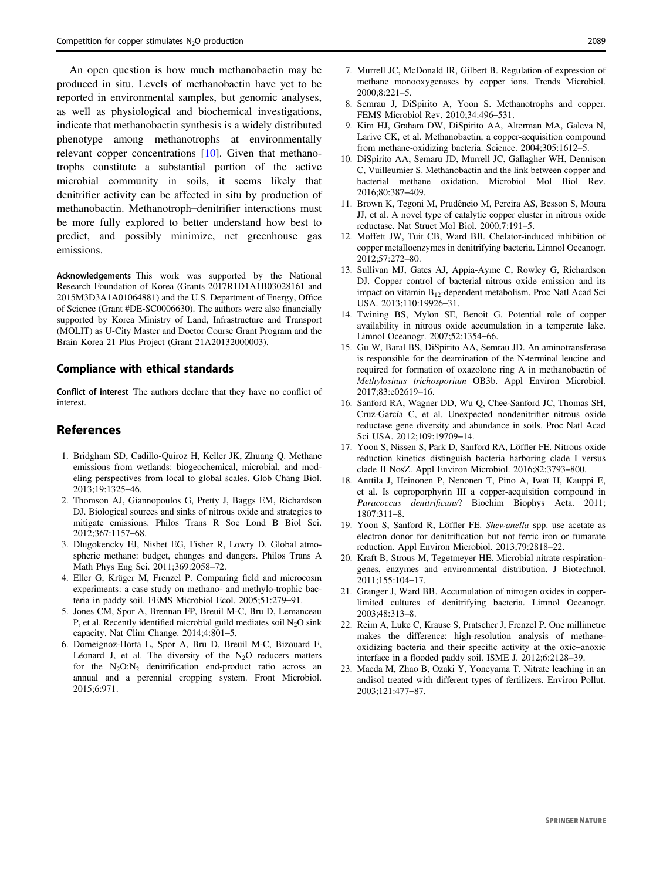An open question is how much methanobactin may be produced in situ. Levels of methanobactin have yet to be reported in environmental samples, but genomic analyses, as well as physiological and biochemical investigations, indicate that methanobactin synthesis is a widely distributed phenotype among methanotrophs at environmentally relevant copper concentrations [10]. Given that methanotrophs constitute a substantial portion of the active microbial community in soils, it seems likely that denitrifier activity can be affected in situ by production of methanobactin. Methanotroph–denitrifier interactions must be more fully explored to better understand how best to predict, and possibly minimize, net greenhouse gas emissions.

**Acknowledgements** This work was supported by the National Research Foundation of Korea (Grants 2017R1D1A1B03028161 and 2015M3D3A1A01064881) and the U.S. Department of Energy, Office of Science (Grant #DE-SC0006630). The authors were also financially supported by Korea Ministry of Land, Infrastructure and Transport (MOLIT) as U-City Master and Doctor Course Grant Program and the Brain Korea 21 Plus Project (Grant 21A20132000003).

## Compliance with ethical standards

**Conflict of interest** The authors declare that they have no conflict of interest.

## References

1. Bridgham SD, Cadillo-Quiroz H, Keller JK, Zhuang Q. Methane emissions from wetlands: biogeochemical, microbial, and modeling perspectives from local to global scales. Glob Chang Biol. 2013;19:1325–46.
2. Thomson AJ, Giannopoulos G, Pretty J, Baggs EM, Richardson DJ. Biological sources and sinks of nitrous oxide and strategies to mitigate emissions. Philos Trans R Soc Lond B Biol Sci. 2012;367:1157–68.
3. Dlugokencky EJ, Nisbet EG, Fisher R, Lowry D. Global atmospheric methane: budget, changes and dangers. Philos Trans A Math Phys Eng Sci. 2011;369:2058–72.
4. Eller G, Krüger M, Frenzel P. Comparing field and microcosm experiments: a case study on methano- and methylo-trophic bacteria in paddy soil. FEMS Microbiol Ecol. 2005;51:279–91.
5. Jones CM, Spor A, Brennan FP, Breuil M-C, Bru D, Lemanceau P, et al. Recently identified microbial guild mediates soil $N_2O$ sink capacity. Nat Clim Change. 2014;4:801–5.
6. Domeignoz-Horta L, Spor A, Bru D, Breuil M-C, Bizouard F, Léonard J, et al. The diversity of the $N_2O$ reducers matters for the $N_2O$:$N_2$ denitrification end-product ratio across an annual and a perennial cropping system. Front Microbiol. 2015;6:971.
7. Murrell JC, McDonald IR, Gilbert B. Regulation of expression of methane monooxygenases by copper ions. Trends Microbiol. 2000;8:221–5.
8. Semrau J, DiSpirito A, Yoon S. Methanotrophs and copper. FEMS Microbiol Rev. 2010;34:496–531.
9. Kim HJ, Graham DW, DiSpirito AA, Alterman MA, Galeva N, Larive CK, et al. Methanobactin, a copper-acquisition compound from methane-oxidizing bacteria. Science. 2004;305:1612–5.
10. DiSpirito AA, Semaru JD, Murrell JC, Gallagher WH, Dennison C, Vuilleumier S. Methanobactin and the link between copper and bacterial methane oxidation. Microbiol Mol Biol Rev. 2016;80:387–409.
11. Brown K, Tegoni M, Prudêncio M, Pereira AS, Besson S, Moura JJ, et al. A novel type of catalytic copper cluster in nitrous oxide reductase. Nat Struct Mol Biol. 2000;7:191–5.
12. Moffett JW, Tuit CB, Ward BB. Chelator-induced inhibition of copper metalloenzymes in denitrifying bacteria. Limnol Oceanogr. 2012;57:272–80.
13. Sullivan MJ, Gates AJ, Appia-Ayme C, Rowley G, Richardson DJ. Copper control of bacterial nitrous oxide emission and its impact on vitamin $B_{12}$-dependent metabolism. Proc Natl Acad Sci USA. 2013;110:19926–31.
14. Twining BS, Mylon SE, Benoit G. Potential role of copper availability in nitrous oxide accumulation in a temperate lake. Limnol Oceanogr. 2007;52:1354–66.
15. Gu W, Baral BS, DiSpirito AA, Semrau JD. An aminotransferase is responsible for the deamination of the N-terminal leucine and required for formation of oxazolone ring A in methanobactin of *Methylosinus trichosporium* OB3b. Appl Environ Microbiol. 2017;83:e02619–16.
16. Sanford RA, Wagner DD, Wu Q, Chee-Sanford JC, Thomas SH, Cruz-García C, et al. Unexpected nondenitrifier nitrous oxide reductase gene diversity and abundance in soils. Proc Natl Acad Sci USA. 2012;109:19709–14.
17. Yoon S, Nissen S, Park D, Sanford RA, Löffler FE. Nitrous oxide reduction kinetics distinguish bacteria harboring clade I versus clade II NosZ. Appl Environ Microbiol. 2016;82:3793–800.
18. Anttila J, Heinonen P, Nenonen T, Pino A, Iwaï H, Kauppi E, et al. Is coproporphyrin III a copper-acquisition compound in *Paracoccus denitrificans*? Biochim Biophys Acta. 2011; 1807:311–8.
19. Yoon S, Sanford R, Löffler FE. *Shewanella* spp. use acetate as electron donor for denitrification but not ferric iron or fumarate reduction. Appl Environ Microbiol. 2013;79:2818–22.
20. Kraft B, Strous M, Tegetmeyer HE. Microbial nitrate respiration-genes, enzymes and environmental distribution. J Biotechnol. 2011;155:104–17.
21. Granger J, Ward BB. Accumulation of nitrogen oxides in copper-limited cultures of denitrifying bacteria. Limnol Oceanogr. 2003;48:313–8.
22. Reim A, Luke C, Krause S, Pratscher J, Frenzel P. One millimetre makes the difference: high-resolution analysis of methane-oxidizing bacteria and their specific activity at the oxic–anoxic interface in a flooded paddy soil. ISME J. 2012;6:2128–39.
23. Maeda M, Zhao B, Ozaki Y, Yoneyama T. Nitrate leaching in an andisol treated with different types of fertilizers. Environ Pollut. 2003;121:477–87.